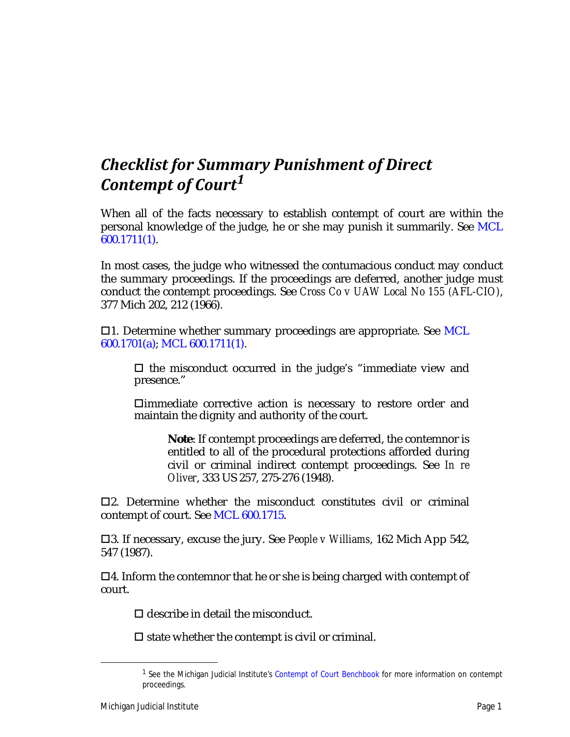# *Checklist for Summary Punishment of Direct Contempt of Court*[1]

When all of the facts necessary to establish contempt of court are within the personal knowledge of the judge, he or she may punish it summarily. See MCL 600.1711(1).

In most cases, the judge who witnessed the contumacious conduct may conduct the summary proceedings. If the proceedings are deferred, another judge must conduct the contempt proceedings. See *Cross Co v UAW Local No 155 (AFL-CIO)*, 377 Mich 202, 212 (1966).

☐1. Determine whether summary proceedings are appropriate. See MCL 600.1701(a); MCL 600.1711(1).

> ☐ the misconduct occurred in the judge's "immediate view and presence."
>
> ☐immediate corrective action is necessary to restore order and maintain the dignity and authority of the court.
>
> > **Note**: If contempt proceedings are deferred, the contemnor is entitled to all of the procedural protections afforded during civil or criminal indirect contempt proceedings. See *In re Oliver*, 333 US 257, 275-276 (1948).

☐2. Determine whether the misconduct constitutes civil or criminal contempt of court. See MCL 600.1715.

☐3. If necessary, excuse the jury. See *People v Williams*, 162 Mich App 542, 547 (1987).

☐4. Inform the contemnor that he or she is being charged with contempt of court.

> ☐ describe in detail the misconduct.
>
> ☐ state whether the contempt is civil or criminal.

---

[1] See the Michigan Judicial Institute's Contempt of Court Benchbook for more information on contempt proceedings.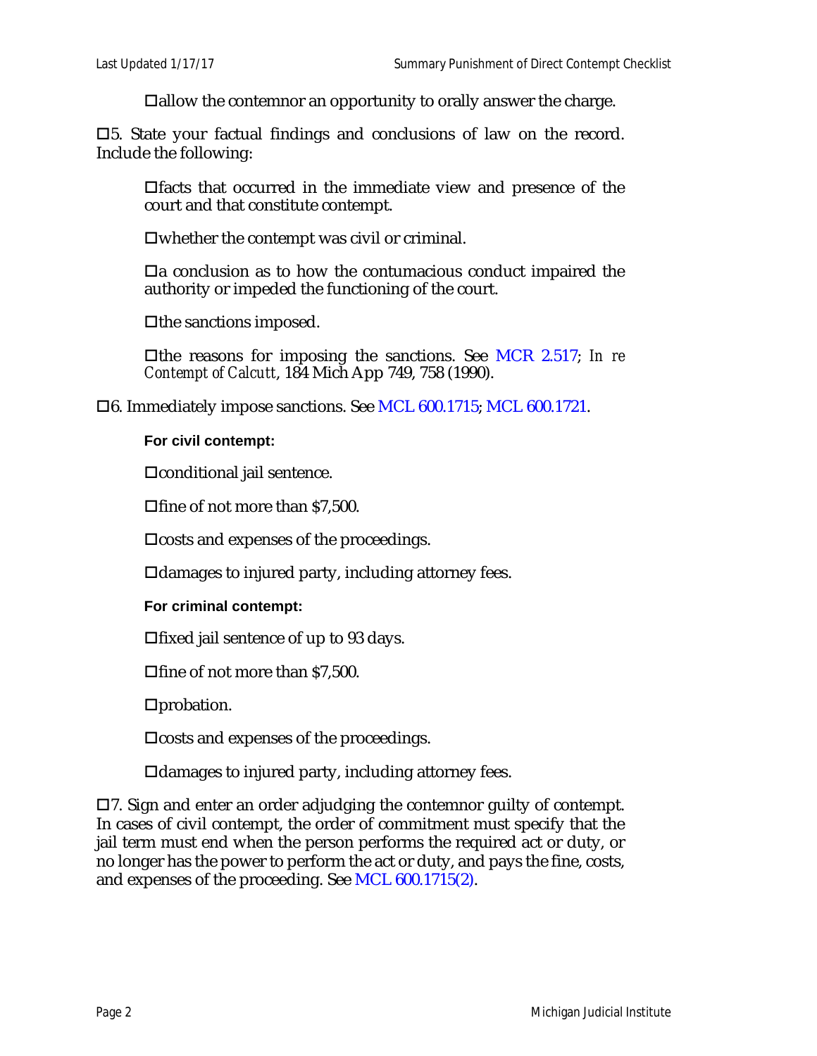☐allow the contemnor an opportunity to orally answer the charge.

☐5. State your factual findings and conclusions of law on the record. Include the following:

☐facts that occurred in the immediate view and presence of the court and that constitute contempt.

☐whether the contempt was civil or criminal.

☐a conclusion as to how the contumacious conduct impaired the authority or impeded the functioning of the court.

☐the sanctions imposed.

☐the reasons for imposing the sanctions. See MCR 2.517; *In re Contempt of Calcutt*, 184 Mich App 749, 758 (1990).

☐6. Immediately impose sanctions. See MCL 600.1715; MCL 600.1721.

**For civil contempt:**

☐conditional jail sentence.

☐fine of not more than $7,500.

☐costs and expenses of the proceedings.

☐damages to injured party, including attorney fees.

**For criminal contempt:**

☐fixed jail sentence of up to 93 days.

☐fine of not more than $7,500.

☐probation.

☐costs and expenses of the proceedings.

☐damages to injured party, including attorney fees.

☐7. Sign and enter an order adjudging the contemnor guilty of contempt. In cases of civil contempt, the order of commitment must specify that the jail term must end when the person performs the required act or duty, or no longer has the power to perform the act or duty, and pays the fine, costs, and expenses of the proceeding. See MCL 600.1715(2).